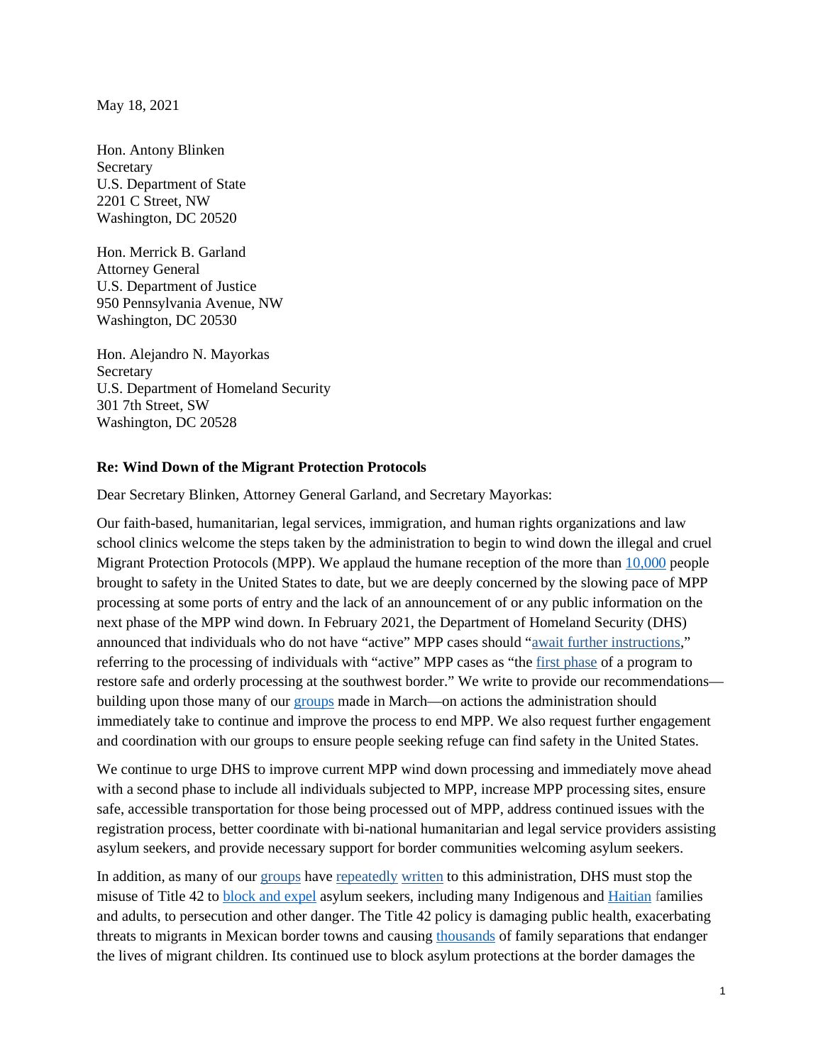May 18, 2021

Hon. Antony Blinken
Secretary
U.S. Department of State
2201 C Street, NW
Washington, DC 20520

Hon. Merrick B. Garland
Attorney General
U.S. Department of Justice
950 Pennsylvania Avenue, NW
Washington, DC 20530

Hon. Alejandro N. Mayorkas
Secretary
U.S. Department of Homeland Security
301 7th Street, SW
Washington, DC 20528

**Re: Wind Down of the Migrant Protection Protocols**

Dear Secretary Blinken, Attorney General Garland, and Secretary Mayorkas:

Our faith-based, humanitarian, legal services, immigration, and human rights organizations and law school clinics welcome the steps taken by the administration to begin to wind down the illegal and cruel Migrant Protection Protocols (MPP). We applaud the humane reception of the more than 10,000 people brought to safety in the United States to date, but we are deeply concerned by the slowing pace of MPP processing at some ports of entry and the lack of an announcement of or any public information on the next phase of the MPP wind down. In February 2021, the Department of Homeland Security (DHS) announced that individuals who do not have "active" MPP cases should "await further instructions," referring to the processing of individuals with "active" MPP cases as "the first phase of a program to restore safe and orderly processing at the southwest border." We write to provide our recommendations—building upon those many of our groups made in March—on actions the administration should immediately take to continue and improve the process to end MPP. We also request further engagement and coordination with our groups to ensure people seeking refuge can find safety in the United States.

We continue to urge DHS to improve current MPP wind down processing and immediately move ahead with a second phase to include all individuals subjected to MPP, increase MPP processing sites, ensure safe, accessible transportation for those being processed out of MPP, address continued issues with the registration process, better coordinate with bi-national humanitarian and legal service providers assisting asylum seekers, and provide necessary support for border communities welcoming asylum seekers.

In addition, as many of our groups have repeatedly written to this administration, DHS must stop the misuse of Title 42 to block and expel asylum seekers, including many Indigenous and Haitian families and adults, to persecution and other danger. The Title 42 policy is damaging public health, exacerbating threats to migrants in Mexican border towns and causing thousands of family separations that endanger the lives of migrant children. Its continued use to block asylum protections at the border damages the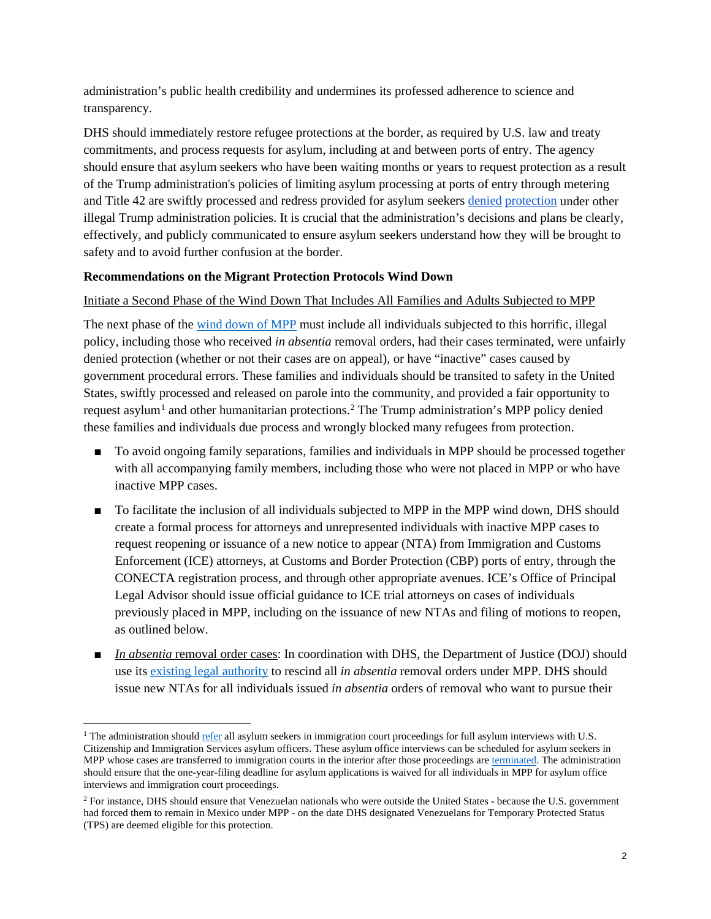administration's public health credibility and undermines its professed adherence to science and transparency.

DHS should immediately restore refugee protections at the border, as required by U.S. law and treaty commitments, and process requests for asylum, including at and between ports of entry. The agency should ensure that asylum seekers who have been waiting months or years to request protection as a result of the Trump administration's policies of limiting asylum processing at ports of entry through metering and Title 42 are swiftly processed and redress provided for asylum seekers denied protection under other illegal Trump administration policies. It is crucial that the administration's decisions and plans be clearly, effectively, and publicly communicated to ensure asylum seekers understand how they will be brought to safety and to avoid further confusion at the border.

**Recommendations on the Migrant Protection Protocols Wind Down**

Initiate a Second Phase of the Wind Down That Includes All Families and Adults Subjected to MPP

The next phase of the wind down of MPP must include all individuals subjected to this horrific, illegal policy, including those who received *in absentia* removal orders, had their cases terminated, were unfairly denied protection (whether or not their cases are on appeal), or have "inactive" cases caused by government procedural errors. These families and individuals should be transited to safety in the United States, swiftly processed and released on parole into the community, and provided a fair opportunity to request asylum[1] and other humanitarian protections.[2] The Trump administration's MPP policy denied these families and individuals due process and wrongly blocked many refugees from protection.

- To avoid ongoing family separations, families and individuals in MPP should be processed together with all accompanying family members, including those who were not placed in MPP or who have inactive MPP cases.
- To facilitate the inclusion of all individuals subjected to MPP in the MPP wind down, DHS should create a formal process for attorneys and unrepresented individuals with inactive MPP cases to request reopening or issuance of a new notice to appear (NTA) from Immigration and Customs Enforcement (ICE) attorneys, at Customs and Border Protection (CBP) ports of entry, through the CONECTA registration process, and through other appropriate avenues. ICE's Office of Principal Legal Advisor should issue official guidance to ICE trial attorneys on cases of individuals previously placed in MPP, including on the issuance of new NTAs and filing of motions to reopen, as outlined below.
- *In absentia* removal order cases: In coordination with DHS, the Department of Justice (DOJ) should use its existing legal authority to rescind all *in absentia* removal orders under MPP. DHS should issue new NTAs for all individuals issued *in absentia* orders of removal who want to pursue their

[1] The administration should refer all asylum seekers in immigration court proceedings for full asylum interviews with U.S. Citizenship and Immigration Services asylum officers. These asylum office interviews can be scheduled for asylum seekers in MPP whose cases are transferred to immigration courts in the interior after those proceedings are terminated. The administration should ensure that the one-year-filing deadline for asylum applications is waived for all individuals in MPP for asylum office interviews and immigration court proceedings.

[2] For instance, DHS should ensure that Venezuelan nationals who were outside the United States - because the U.S. government had forced them to remain in Mexico under MPP - on the date DHS designated Venezuelans for Temporary Protected Status (TPS) are deemed eligible for this protection.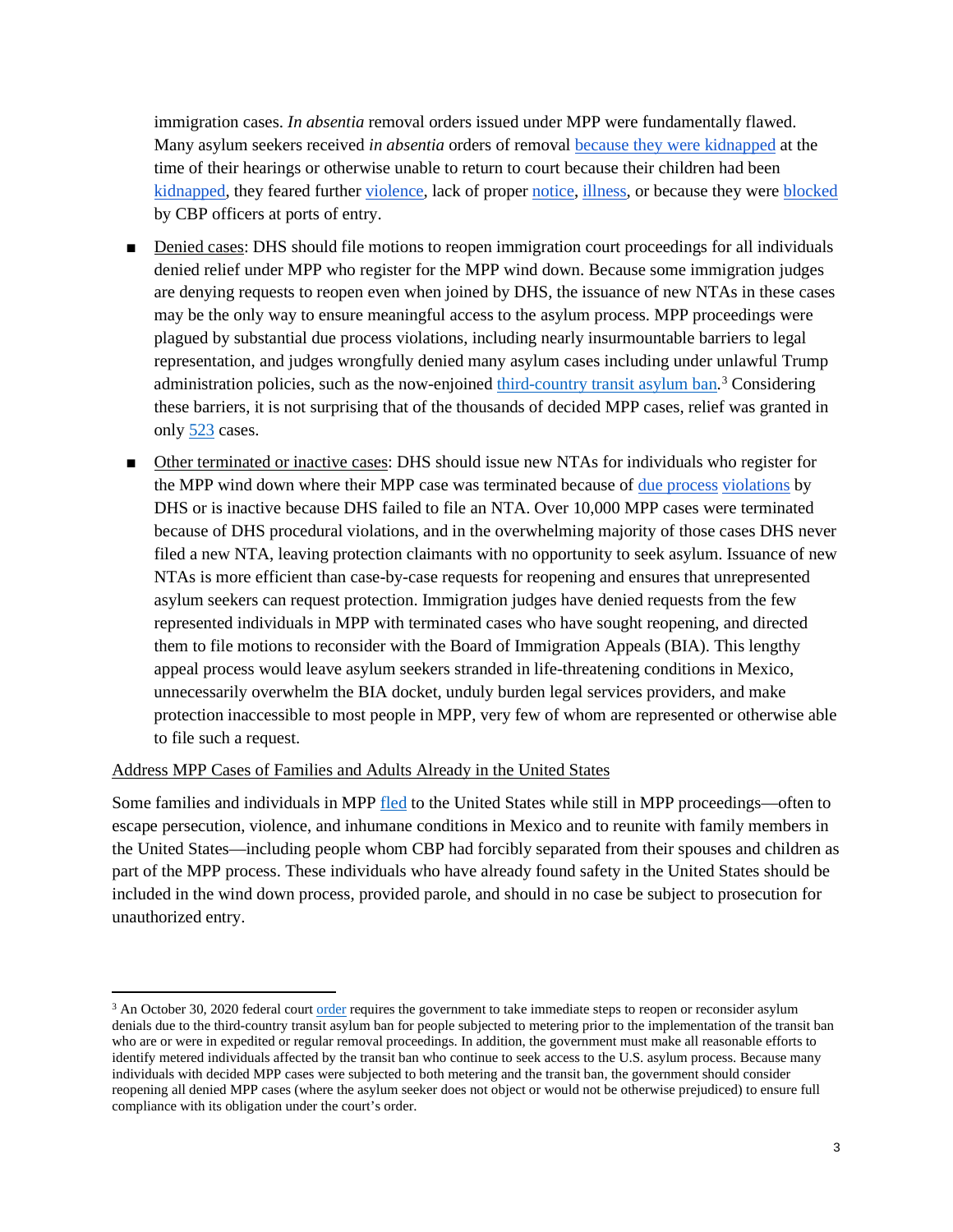immigration cases. *In absentia* removal orders issued under MPP were fundamentally flawed. Many asylum seekers received *in absentia* orders of removal because they were kidnapped at the time of their hearings or otherwise unable to return to court because their children had been kidnapped, they feared further violence, lack of proper notice, illness, or because they were blocked by CBP officers at ports of entry.

- Denied cases: DHS should file motions to reopen immigration court proceedings for all individuals denied relief under MPP who register for the MPP wind down. Because some immigration judges are denying requests to reopen even when joined by DHS, the issuance of new NTAs in these cases may be the only way to ensure meaningful access to the asylum process. MPP proceedings were plagued by substantial due process violations, including nearly insurmountable barriers to legal representation, and judges wrongfully denied many asylum cases including under unlawful Trump administration policies, such as the now-enjoined third-country transit asylum ban.[3] Considering these barriers, it is not surprising that of the thousands of decided MPP cases, relief was granted in only 523 cases.

- Other terminated or inactive cases: DHS should issue new NTAs for individuals who register for the MPP wind down where their MPP case was terminated because of due process violations by DHS or is inactive because DHS failed to file an NTA. Over 10,000 MPP cases were terminated because of DHS procedural violations, and in the overwhelming majority of those cases DHS never filed a new NTA, leaving protection claimants with no opportunity to seek asylum. Issuance of new NTAs is more efficient than case-by-case requests for reopening and ensures that unrepresented asylum seekers can request protection. Immigration judges have denied requests from the few represented individuals in MPP with terminated cases who have sought reopening, and directed them to file motions to reconsider with the Board of Immigration Appeals (BIA). This lengthy appeal process would leave asylum seekers stranded in life-threatening conditions in Mexico, unnecessarily overwhelm the BIA docket, unduly burden legal services providers, and make protection inaccessible to most people in MPP, very few of whom are represented or otherwise able to file such a request.

Address MPP Cases of Families and Adults Already in the United States

Some families and individuals in MPP fled to the United States while still in MPP proceedings—often to escape persecution, violence, and inhumane conditions in Mexico and to reunite with family members in the United States—including people whom CBP had forcibly separated from their spouses and children as part of the MPP process. These individuals who have already found safety in the United States should be included in the wind down process, provided parole, and should in no case be subject to prosecution for unauthorized entry.

[3] An October 30, 2020 federal court order requires the government to take immediate steps to reopen or reconsider asylum denials due to the third-country transit asylum ban for people subjected to metering prior to the implementation of the transit ban who are or were in expedited or regular removal proceedings. In addition, the government must make all reasonable efforts to identify metered individuals affected by the transit ban who continue to seek access to the U.S. asylum process. Because many individuals with decided MPP cases were subjected to both metering and the transit ban, the government should consider reopening all denied MPP cases (where the asylum seeker does not object or would not be otherwise prejudiced) to ensure full compliance with its obligation under the court's order.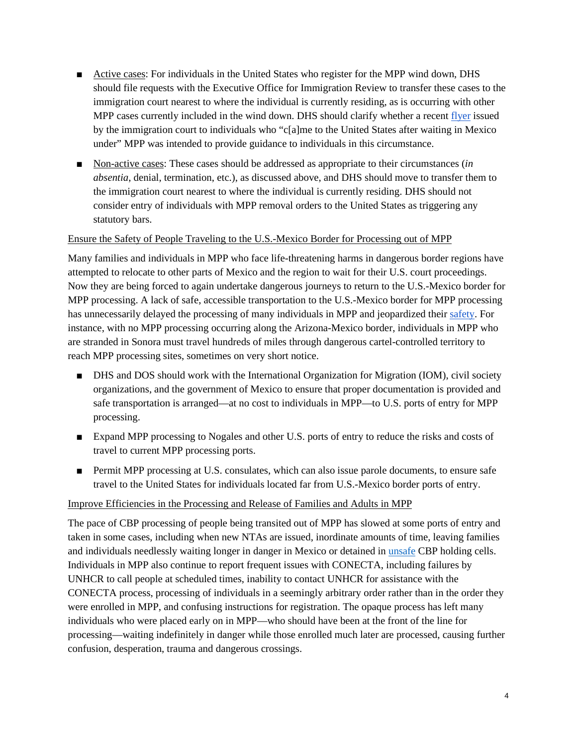- Active cases: For individuals in the United States who register for the MPP wind down, DHS should file requests with the Executive Office for Immigration Review to transfer these cases to the immigration court nearest to where the individual is currently residing, as is occurring with other MPP cases currently included in the wind down. DHS should clarify whether a recent flyer issued by the immigration court to individuals who "c[a]me to the United States after waiting in Mexico under" MPP was intended to provide guidance to individuals in this circumstance.

- Non-active cases: These cases should be addressed as appropriate to their circumstances (*in absentia*, denial, termination, etc.), as discussed above, and DHS should move to transfer them to the immigration court nearest to where the individual is currently residing. DHS should not consider entry of individuals with MPP removal orders to the United States as triggering any statutory bars.

Ensure the Safety of People Traveling to the U.S.-Mexico Border for Processing out of MPP

Many families and individuals in MPP who face life-threatening harms in dangerous border regions have attempted to relocate to other parts of Mexico and the region to wait for their U.S. court proceedings. Now they are being forced to again undertake dangerous journeys to return to the U.S.-Mexico border for MPP processing. A lack of safe, accessible transportation to the U.S.-Mexico border for MPP processing has unnecessarily delayed the processing of many individuals in MPP and jeopardized their safety. For instance, with no MPP processing occurring along the Arizona-Mexico border, individuals in MPP who are stranded in Sonora must travel hundreds of miles through dangerous cartel-controlled territory to reach MPP processing sites, sometimes on very short notice.

- DHS and DOS should work with the International Organization for Migration (IOM), civil society organizations, and the government of Mexico to ensure that proper documentation is provided and safe transportation is arranged—at no cost to individuals in MPP—to U.S. ports of entry for MPP processing.

- Expand MPP processing to Nogales and other U.S. ports of entry to reduce the risks and costs of travel to current MPP processing ports.

- Permit MPP processing at U.S. consulates, which can also issue parole documents, to ensure safe travel to the United States for individuals located far from U.S.-Mexico border ports of entry.

Improve Efficiencies in the Processing and Release of Families and Adults in MPP

The pace of CBP processing of people being transited out of MPP has slowed at some ports of entry and taken in some cases, including when new NTAs are issued, inordinate amounts of time, leaving families and individuals needlessly waiting longer in danger in Mexico or detained in unsafe CBP holding cells. Individuals in MPP also continue to report frequent issues with CONECTA, including failures by UNHCR to call people at scheduled times, inability to contact UNHCR for assistance with the CONECTA process, processing of individuals in a seemingly arbitrary order rather than in the order they were enrolled in MPP, and confusing instructions for registration. The opaque process has left many individuals who were placed early on in MPP—who should have been at the front of the line for processing—waiting indefinitely in danger while those enrolled much later are processed, causing further confusion, desperation, trauma and dangerous crossings.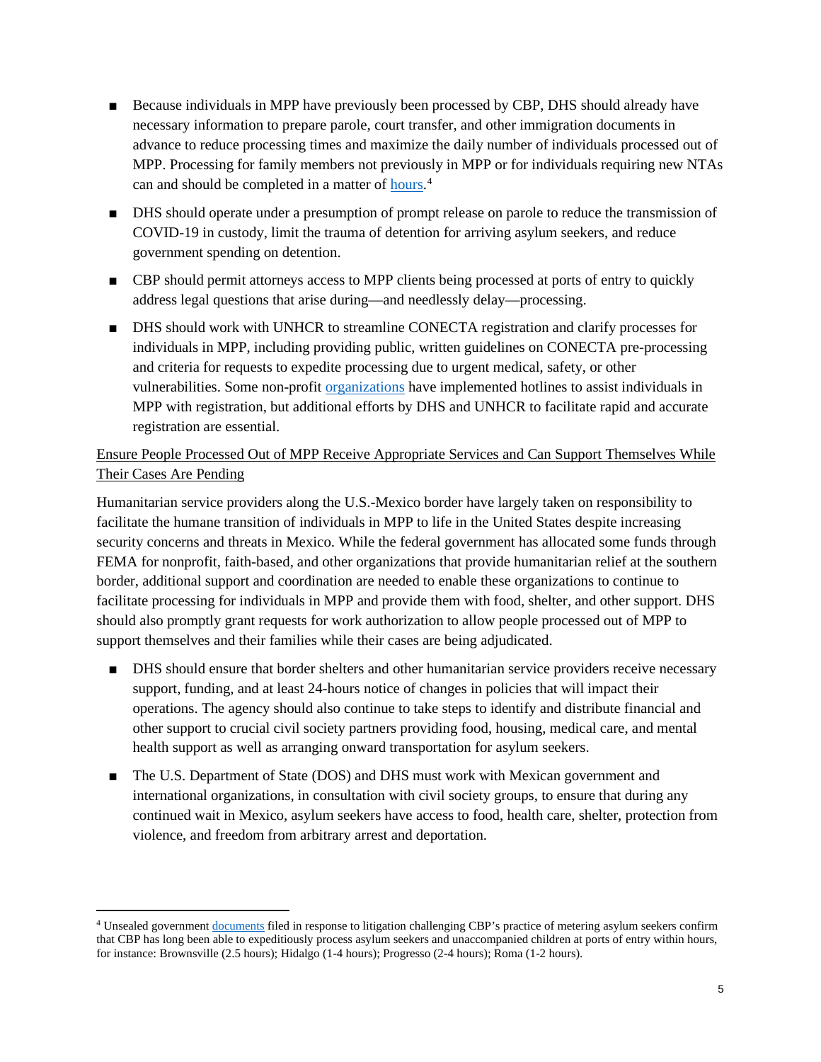- Because individuals in MPP have previously been processed by CBP, DHS should already have necessary information to prepare parole, court transfer, and other immigration documents in advance to reduce processing times and maximize the daily number of individuals processed out of MPP. Processing for family members not previously in MPP or for individuals requiring new NTAs can and should be completed in a matter of hours.[4]
- DHS should operate under a presumption of prompt release on parole to reduce the transmission of COVID-19 in custody, limit the trauma of detention for arriving asylum seekers, and reduce government spending on detention.
- CBP should permit attorneys access to MPP clients being processed at ports of entry to quickly address legal questions that arise during—and needlessly delay—processing.
- DHS should work with UNHCR to streamline CONECTA registration and clarify processes for individuals in MPP, including providing public, written guidelines on CONECTA pre-processing and criteria for requests to expedite processing due to urgent medical, safety, or other vulnerabilities. Some non-profit organizations have implemented hotlines to assist individuals in MPP with registration, but additional efforts by DHS and UNHCR to facilitate rapid and accurate registration are essential.

<u>Ensure People Processed Out of MPP Receive Appropriate Services and Can Support Themselves While Their Cases Are Pending</u>

Humanitarian service providers along the U.S.-Mexico border have largely taken on responsibility to facilitate the humane transition of individuals in MPP to life in the United States despite increasing security concerns and threats in Mexico. While the federal government has allocated some funds through FEMA for nonprofit, faith-based, and other organizations that provide humanitarian relief at the southern border, additional support and coordination are needed to enable these organizations to continue to facilitate processing for individuals in MPP and provide them with food, shelter, and other support. DHS should also promptly grant requests for work authorization to allow people processed out of MPP to support themselves and their families while their cases are being adjudicated.

- DHS should ensure that border shelters and other humanitarian service providers receive necessary support, funding, and at least 24-hours notice of changes in policies that will impact their operations. The agency should also continue to take steps to identify and distribute financial and other support to crucial civil society partners providing food, housing, medical care, and mental health support as well as arranging onward transportation for asylum seekers.
- The U.S. Department of State (DOS) and DHS must work with Mexican government and international organizations, in consultation with civil society groups, to ensure that during any continued wait in Mexico, asylum seekers have access to food, health care, shelter, protection from violence, and freedom from arbitrary arrest and deportation.

---

[4] Unsealed government documents filed in response to litigation challenging CBP's practice of metering asylum seekers confirm that CBP has long been able to expeditiously process asylum seekers and unaccompanied children at ports of entry within hours, for instance: Brownsville (2.5 hours); Hidalgo (1-4 hours); Progresso (2-4 hours); Roma (1-2 hours).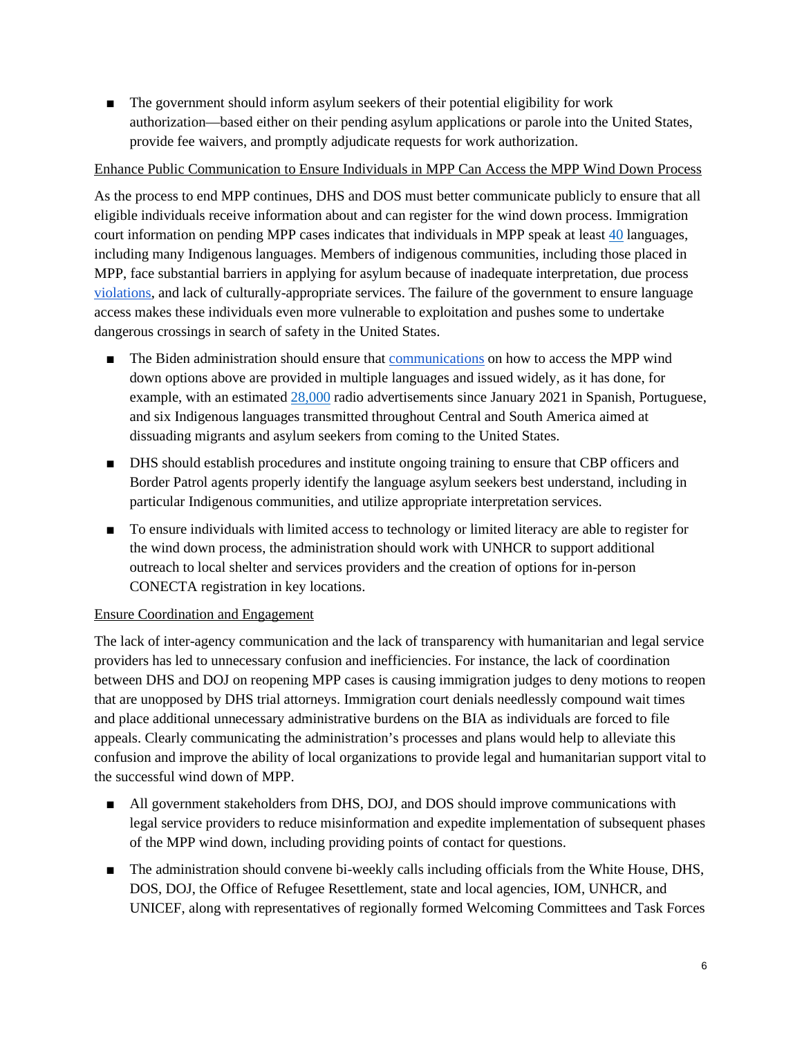- The government should inform asylum seekers of their potential eligibility for work authorization—based either on their pending asylum applications or parole into the United States, provide fee waivers, and promptly adjudicate requests for work authorization.

<u>Enhance Public Communication to Ensure Individuals in MPP Can Access the MPP Wind Down Process</u>

As the process to end MPP continues, DHS and DOS must better communicate publicly to ensure that all eligible individuals receive information about and can register for the wind down process. Immigration court information on pending MPP cases indicates that individuals in MPP speak at least 40 languages, including many Indigenous languages. Members of indigenous communities, including those placed in MPP, face substantial barriers in applying for asylum because of inadequate interpretation, due process violations, and lack of culturally-appropriate services. The failure of the government to ensure language access makes these individuals even more vulnerable to exploitation and pushes some to undertake dangerous crossings in search of safety in the United States.

- The Biden administration should ensure that communications on how to access the MPP wind down options above are provided in multiple languages and issued widely, as it has done, for example, with an estimated 28,000 radio advertisements since January 2021 in Spanish, Portuguese, and six Indigenous languages transmitted throughout Central and South America aimed at dissuading migrants and asylum seekers from coming to the United States.
- DHS should establish procedures and institute ongoing training to ensure that CBP officers and Border Patrol agents properly identify the language asylum seekers best understand, including in particular Indigenous communities, and utilize appropriate interpretation services.
- To ensure individuals with limited access to technology or limited literacy are able to register for the wind down process, the administration should work with UNHCR to support additional outreach to local shelter and services providers and the creation of options for in-person CONECTA registration in key locations.

<u>Ensure Coordination and Engagement</u>

The lack of inter-agency communication and the lack of transparency with humanitarian and legal service providers has led to unnecessary confusion and inefficiencies. For instance, the lack of coordination between DHS and DOJ on reopening MPP cases is causing immigration judges to deny motions to reopen that are unopposed by DHS trial attorneys. Immigration court denials needlessly compound wait times and place additional unnecessary administrative burdens on the BIA as individuals are forced to file appeals. Clearly communicating the administration's processes and plans would help to alleviate this confusion and improve the ability of local organizations to provide legal and humanitarian support vital to the successful wind down of MPP.

- All government stakeholders from DHS, DOJ, and DOS should improve communications with legal service providers to reduce misinformation and expedite implementation of subsequent phases of the MPP wind down, including providing points of contact for questions.
- The administration should convene bi-weekly calls including officials from the White House, DHS, DOS, DOJ, the Office of Refugee Resettlement, state and local agencies, IOM, UNHCR, and UNICEF, along with representatives of regionally formed Welcoming Committees and Task Forces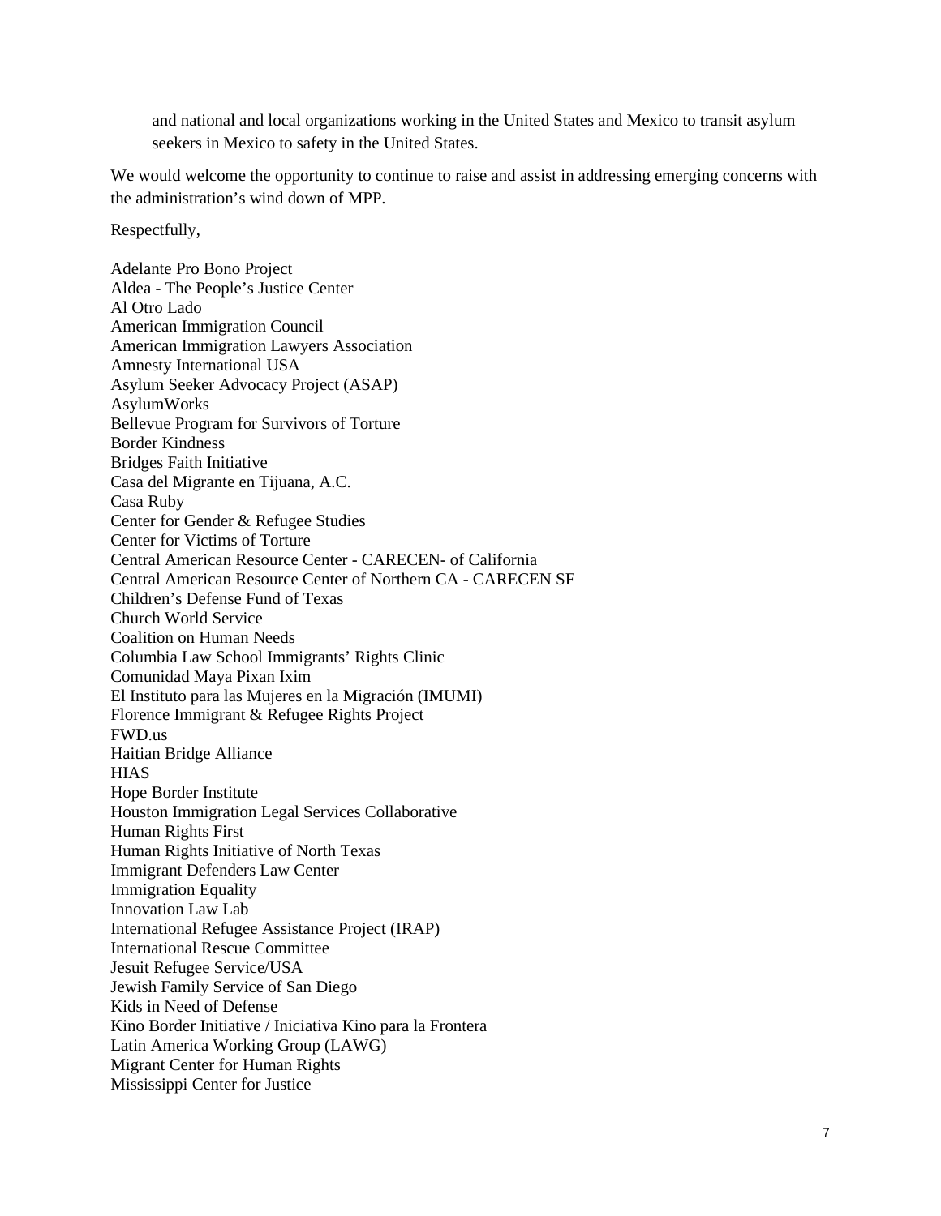and national and local organizations working in the United States and Mexico to transit asylum seekers in Mexico to safety in the United States.

We would welcome the opportunity to continue to raise and assist in addressing emerging concerns with the administration's wind down of MPP.

Respectfully,

Adelante Pro Bono Project
Aldea - The People's Justice Center
Al Otro Lado
American Immigration Council
American Immigration Lawyers Association
Amnesty International USA
Asylum Seeker Advocacy Project (ASAP)
AsylumWorks
Bellevue Program for Survivors of Torture
Border Kindness
Bridges Faith Initiative
Casa del Migrante en Tijuana, A.C.
Casa Ruby
Center for Gender & Refugee Studies
Center for Victims of Torture
Central American Resource Center - CARECEN- of California
Central American Resource Center of Northern CA - CARECEN SF
Children's Defense Fund of Texas
Church World Service
Coalition on Human Needs
Columbia Law School Immigrants' Rights Clinic
Comunidad Maya Pixan Ixim
El Instituto para las Mujeres en la Migración (IMUMI)
Florence Immigrant & Refugee Rights Project
FWD.us
Haitian Bridge Alliance
HIAS
Hope Border Institute
Houston Immigration Legal Services Collaborative
Human Rights First
Human Rights Initiative of North Texas
Immigrant Defenders Law Center
Immigration Equality
Innovation Law Lab
International Refugee Assistance Project (IRAP)
International Rescue Committee
Jesuit Refugee Service/USA
Jewish Family Service of San Diego
Kids in Need of Defense
Kino Border Initiative / Iniciativa Kino para la Frontera
Latin America Working Group (LAWG)
Migrant Center for Human Rights
Mississippi Center for Justice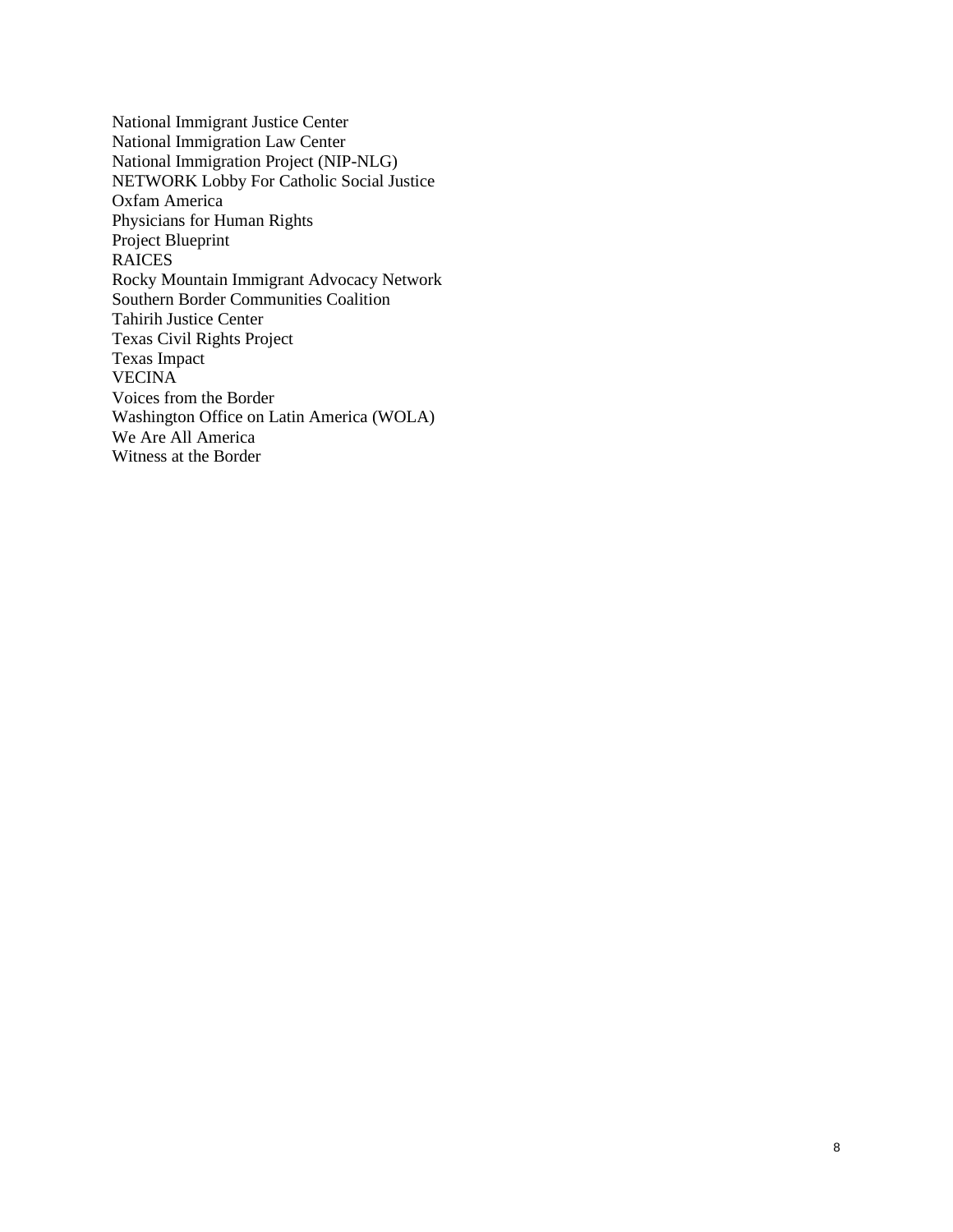National Immigrant Justice Center  
National Immigration Law Center  
National Immigration Project (NIP-NLG)  
NETWORK Lobby For Catholic Social Justice  
Oxfam America  
Physicians for Human Rights  
Project Blueprint  
RAICES  
Rocky Mountain Immigrant Advocacy Network  
Southern Border Communities Coalition  
Tahirih Justice Center  
Texas Civil Rights Project  
Texas Impact  
VECINA  
Voices from the Border  
Washington Office on Latin America (WOLA)  
We Are All America  
Witness at the Border